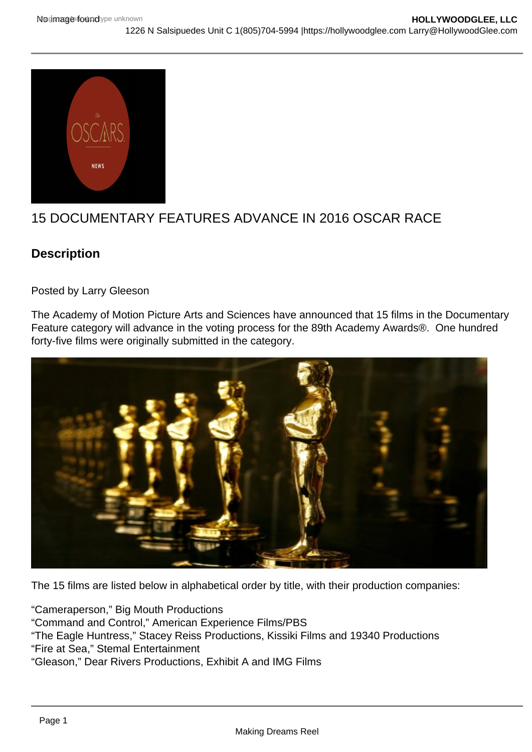# 15 DOCUMENTARY FEATURES ADVANCE IN 2016 OSCAR RACE

## Description

Posted by Larry Gleeson

The Academy of Motion Picture Arts and Sciences have announced that 15 films in the Documentary Feature category will advance in the voting process for the 89th Academy Awards®. One hundred forty-five films were originally submitted in the category.

The 15 films are listed below in alphabetical order by title, with their production companies:

"Cameraperson," Big Mouth Productions
"Command and Control," American Experience Films/PBS
"The Eagle Huntress," Stacey Reiss Productions, Kissiki Films and 19340 Productions
"Fire at Sea," Stemal Entertainment
"Gleason," Dear Rivers Productions, Exhibit A and IMG Films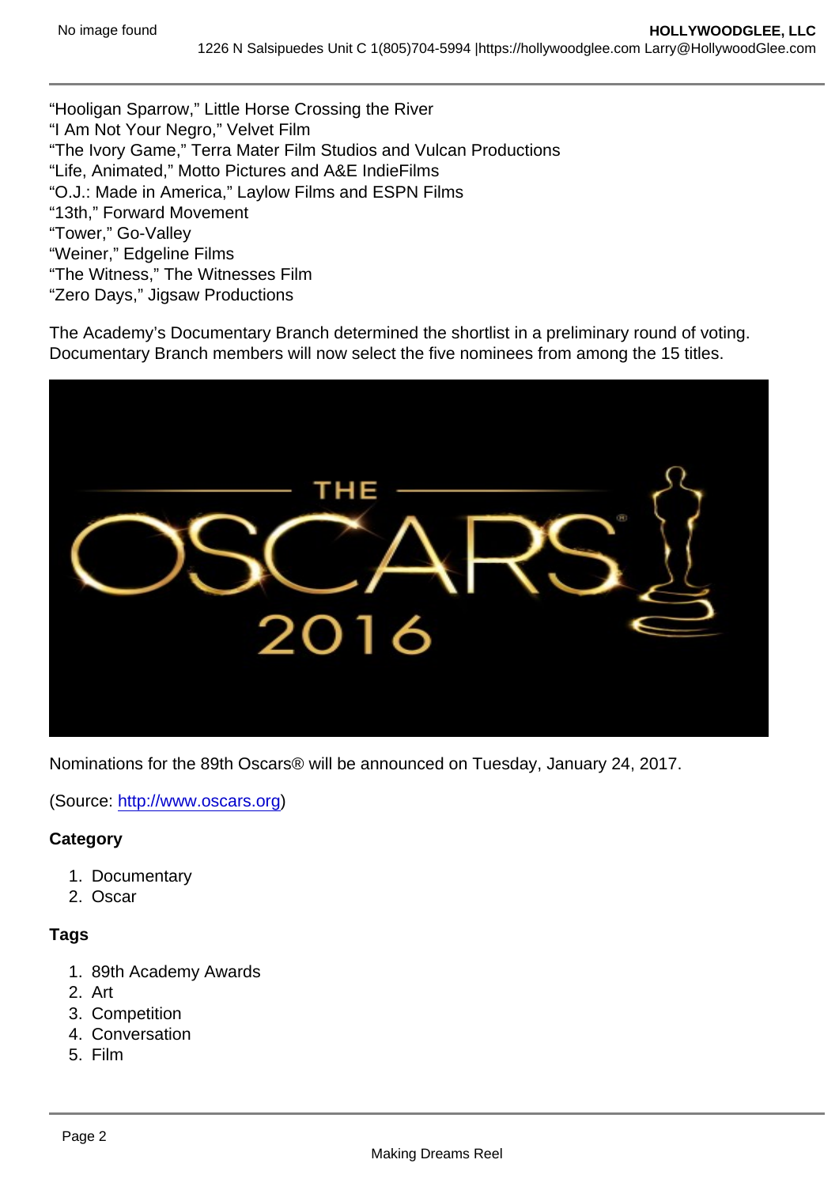"Hooligan Sparrow," Little Horse Crossing the River
"I Am Not Your Negro," Velvet Film
"The Ivory Game," Terra Mater Film Studios and Vulcan Productions
"Life, Animated," Motto Pictures and A&E IndieFilms
"O.J.: Made in America," Laylow Films and ESPN Films
"13th," Forward Movement
"Tower," Go-Valley
"Weiner," Edgeline Films
"The Witness," The Witnesses Film
"Zero Days," Jigsaw Productions

The Academy's Documentary Branch determined the shortlist in a preliminary round of voting. Documentary Branch members will now select the five nominees from among the 15 titles.

Nominations for the 89th Oscars® will be announced on Tuesday, January 24, 2017.

(Source: http://www.oscars.org)

**Category**

1. Documentary
2. Oscar

**Tags**

1. 89th Academy Awards
2. Art
3. Competition
4. Conversation
5. Film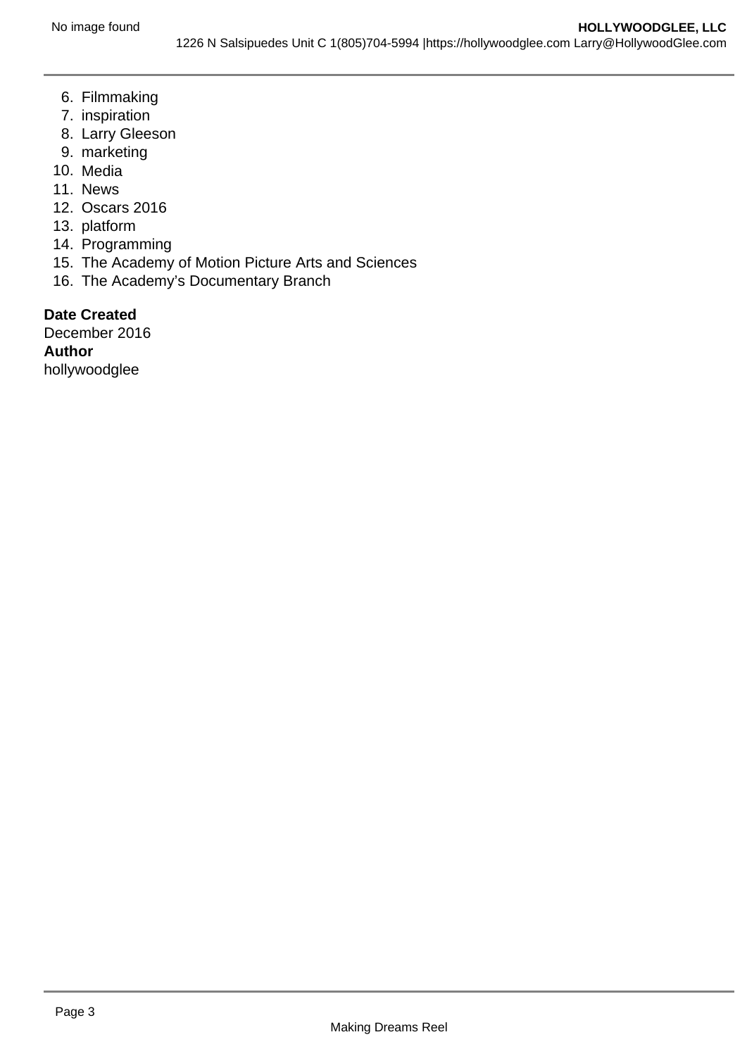6. Filmmaking
7. inspiration
8. Larry Gleeson
9. marketing
10. Media
11. News
12. Oscars 2016
13. platform
14. Programming
15. The Academy of Motion Picture Arts and Sciences
16. The Academy’s Documentary Branch

**Date Created**
December 2016
**Author**
hollywoodglee